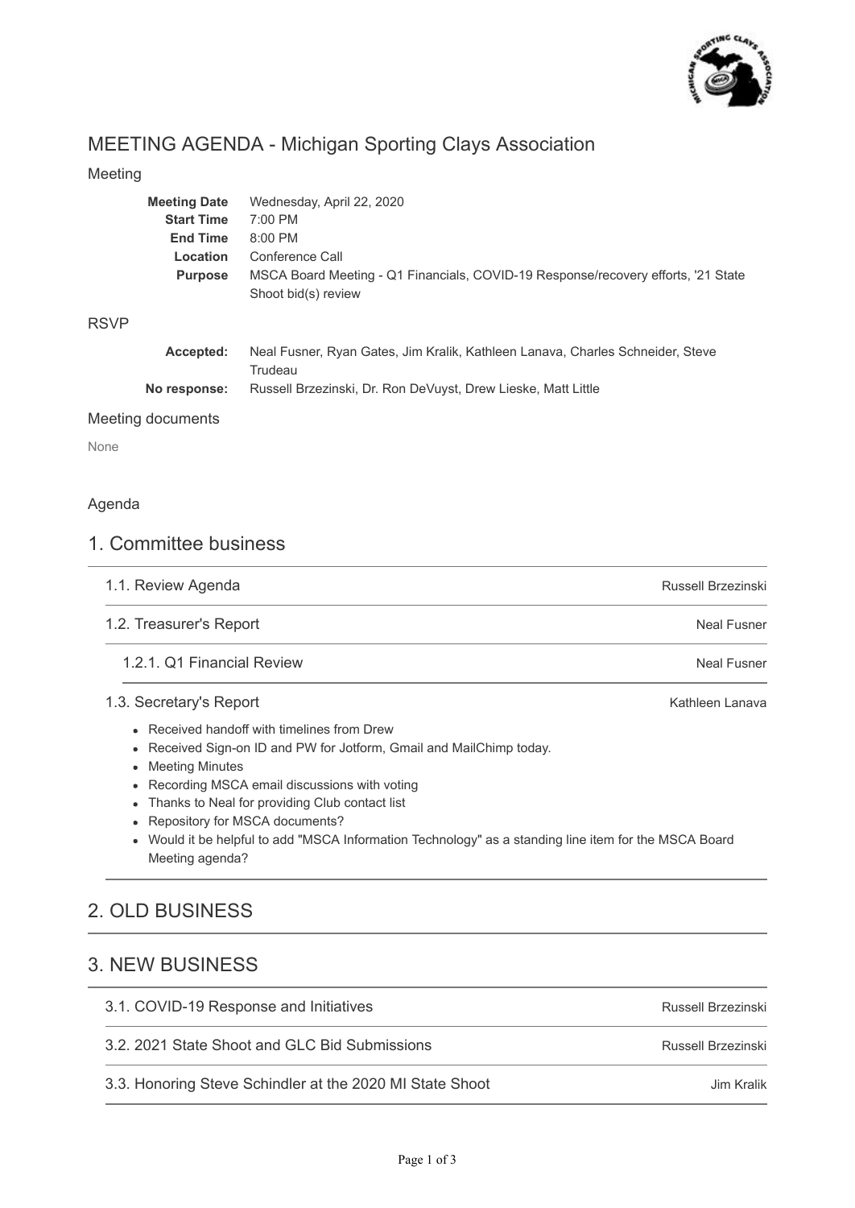# MEETING AGENDA - Michigan Sporting Clays Association

## Meeting

| | |
|---|---|
| **Meeting Date** | Wednesday, April 22, 2020 |
| **Start Time** | 7:00 PM |
| **End Time** | 8:00 PM |
| **Location** | Conference Call |
| **Purpose** | MSCA Board Meeting - Q1 Financials, COVID-19 Response/recovery efforts, '21 State Shoot bid(s) review |

## RSVP

| | |
|---|---|
| **Accepted:** | Neal Fusner, Ryan Gates, Jim Kralik, Kathleen Lanava, Charles Schneider, Steve Trudeau |
| **No response:** | Russell Brzezinski, Dr. Ron DeVuyst, Drew Lieske, Matt Little |

## Meeting documents

None

## Agenda

## 1. Committee business

### 1.1. Review Agenda — Russell Brzezinski

### 1.2. Treasurer's Report — Neal Fusner

#### 1.2.1. Q1 Financial Review — Neal Fusner

### 1.3. Secretary's Report — Kathleen Lanava

- Received handoff with timelines from Drew
- Received Sign-on ID and PW for Jotform, Gmail and MailChimp today.
- Meeting Minutes
- Recording MSCA email discussions with voting
- Thanks to Neal for providing Club contact list
- Repository for MSCA documents?
- Would it be helpful to add "MSCA Information Technology" as a standing line item for the MSCA Board Meeting agenda?

## 2. OLD BUSINESS

## 3. NEW BUSINESS

### 3.1. COVID-19 Response and Initiatives — Russell Brzezinski

### 3.2. 2021 State Shoot and GLC Bid Submissions — Russell Brzezinski

### 3.3. Honoring Steve Schindler at the 2020 MI State Shoot — Jim Kralik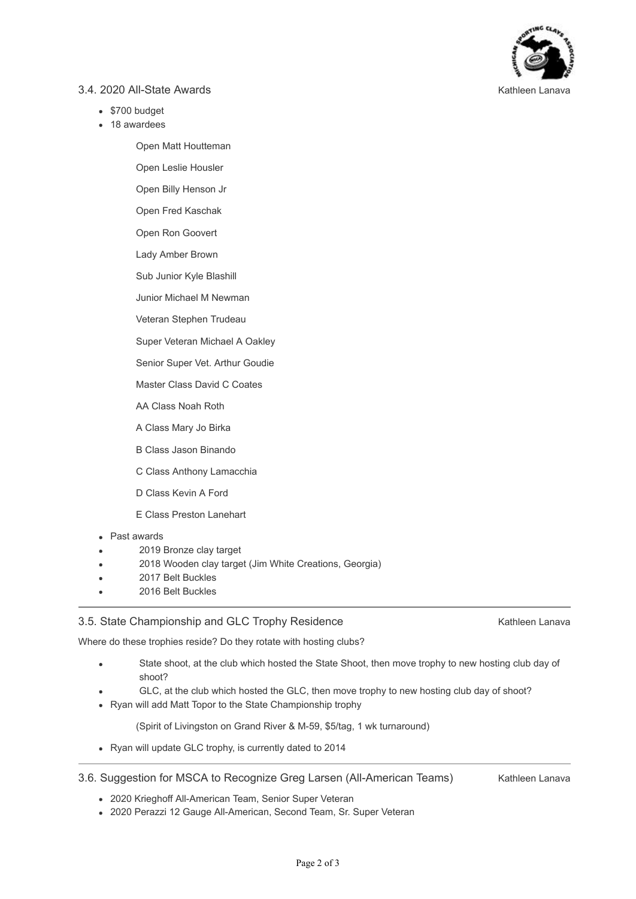### 3.4. 2020 All-State Awards

Kathleen Lanava

- $700 budget
- 18 awardees

  Open Matt Houtteman

  Open Leslie Housler

  Open Billy Henson Jr

  Open Fred Kaschak

  Open Ron Goovert

  Lady Amber Brown

  Sub Junior Kyle Blashill

  Junior Michael M Newman

  Veteran Stephen Trudeau

  Super Veteran Michael A Oakley

  Senior Super Vet. Arthur Goudie

  Master Class David C Coates

  AA Class Noah Roth

  A Class Mary Jo Birka

  B Class Jason Binando

  C Class Anthony Lamacchia

  D Class Kevin A Ford

  E Class Preston Lanehart

- Past awards
- 2019 Bronze clay target
- 2018 Wooden clay target (Jim White Creations, Georgia)
- 2017 Belt Buckles
- 2016 Belt Buckles

---

### 3.5. State Championship and GLC Trophy Residence

Kathleen Lanava

Where do these trophies reside? Do they rotate with hosting clubs?

- State shoot, at the club which hosted the State Shoot, then move trophy to new hosting club day of shoot?
- GLC, at the club which hosted the GLC, then move trophy to new hosting club day of shoot?
- Ryan will add Matt Topor to the State Championship trophy

  (Spirit of Livingston on Grand River & M-59, $5/tag, 1 wk turnaround)

- Ryan will update GLC trophy, is currently dated to 2014

---

### 3.6. Suggestion for MSCA to Recognize Greg Larsen (All-American Teams)

Kathleen Lanava

- 2020 Krieghoff All-American Team, Senior Super Veteran
- 2020 Perazzi 12 Gauge All-American, Second Team, Sr. Super Veteran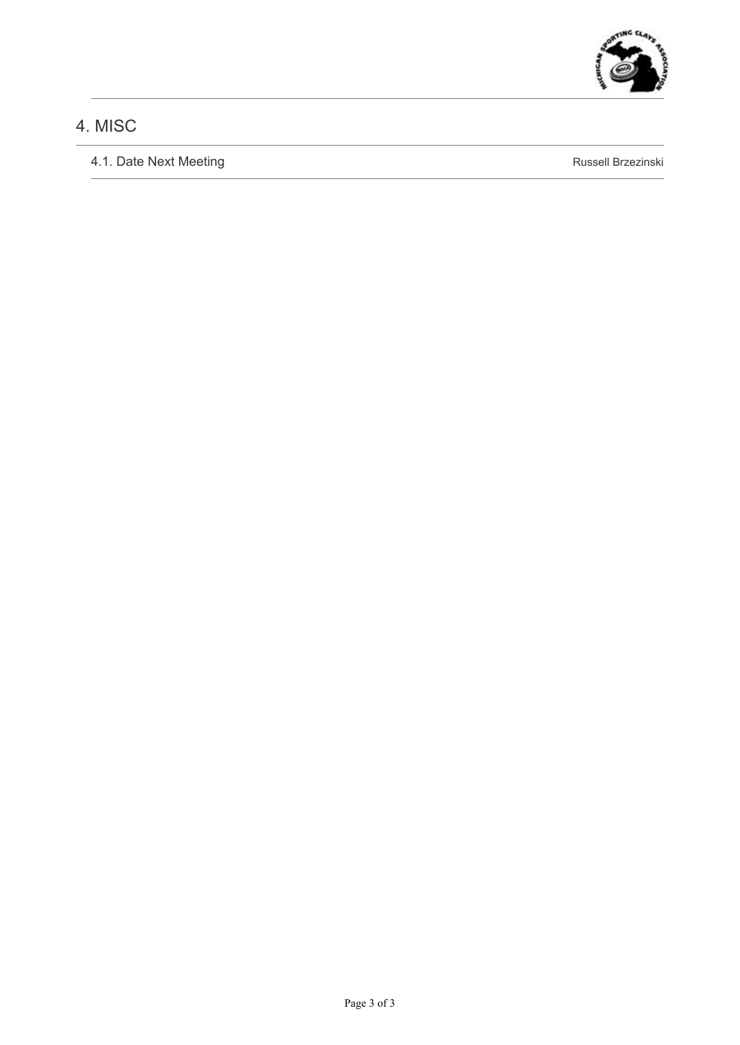## 4. MISC

### 4.1. Date Next Meeting

Russell Brzezinski